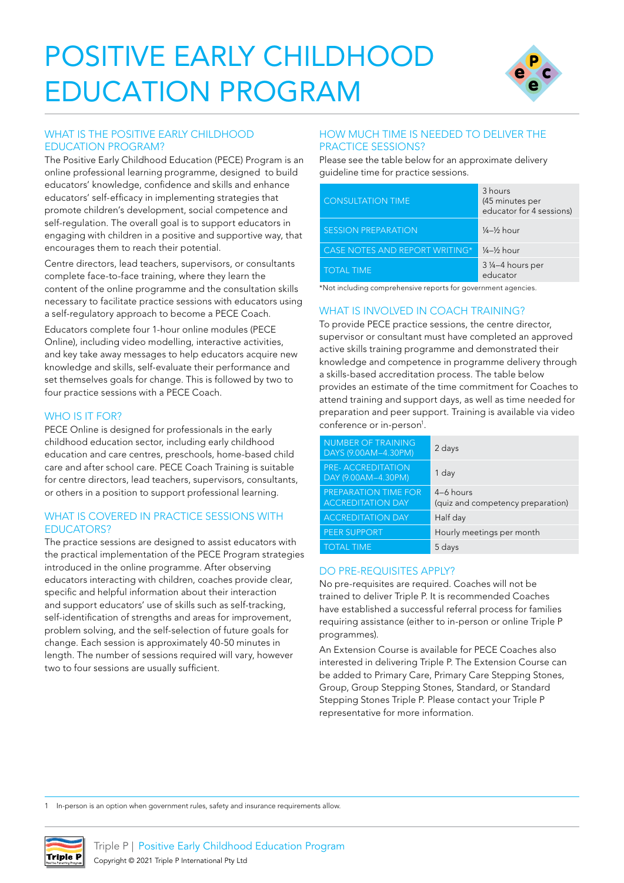# POSITIVE EARLY CHILDHOOD EDUCATION PROGRAM

## WHAT IS THE POSITIVE EARLY CHILDHOOD EDUCATION PROGRAM?

The Positive Early Childhood Education (PECE) Program is an online professional learning programme, designed to build educators' knowledge, confidence and skills and enhance educators' self-efficacy in implementing strategies that promote children's development, social competence and self-regulation. The overall goal is to support educators in engaging with children in a positive and supportive way, that encourages them to reach their potential.

Centre directors, lead teachers, supervisors, or consultants complete face-to-face training, where they learn the content of the online programme and the consultation skills necessary to facilitate practice sessions with educators using a self-regulatory approach to become a PECE Coach.

Educators complete four 1-hour online modules (PECE Online), including video modelling, interactive activities, and key take away messages to help educators acquire new knowledge and skills, self-evaluate their performance and set themselves goals for change. This is followed by two to four practice sessions with a PECE Coach.

## WHO IS IT FOR?

PECE Online is designed for professionals in the early childhood education sector, including early childhood education and care centres, preschools, home-based child care and after school care. PECE Coach Training is suitable for centre directors, lead teachers, supervisors, consultants, or others in a position to support professional learning.

## WHAT IS COVERED IN PRACTICE SESSIONS WITH EDUCATORS?

The practice sessions are designed to assist educators with the practical implementation of the PECE Program strategies introduced in the online programme. After observing educators interacting with children, coaches provide clear, specific and helpful information about their interaction and support educators' use of skills such as self-tracking, self-identification of strengths and areas for improvement, problem solving, and the self-selection of future goals for change. Each session is approximately 40-50 minutes in length. The number of sessions required will vary, however two to four sessions are usually sufficient.

## HOW MUCH TIME IS NEEDED TO DELIVER THE PRACTICE SESSIONS?

Please see the table below for an approximate delivery guideline time for practice sessions.

| | |
|---|---|
| CONSULTATION TIME | 3 hours (45 minutes per educator for 4 sessions) |
| SESSION PREPARATION | ¼–½ hour |
| CASE NOTES AND REPORT WRITING* | ¼–½ hour |
| TOTAL TIME | 3 ¼–4 hours per educator |

*Not including comprehensive reports for government agencies.

## WHAT IS INVOLVED IN COACH TRAINING?

To provide PECE practice sessions, the centre director, supervisor or consultant must have completed an approved active skills training programme and demonstrated their knowledge and competence in programme delivery through a skills-based accreditation process. The table below provides an estimate of the time commitment for Coaches to attend training and support days, as well as time needed for preparation and peer support. Training is available via video conference or in-person[1].

| | |
|---|---|
| NUMBER OF TRAINING DAYS (9.00AM–4.30PM) | 2 days |
| PRE- ACCREDITATION DAY (9.00AM–4.30PM) | 1 day |
| PREPARATION TIME FOR ACCREDITATION DAY | 4–6 hours (quiz and competency preparation) |
| ACCREDITATION DAY | Half day |
| PEER SUPPORT | Hourly meetings per month |
| TOTAL TIME | 5 days |

## DO PRE-REQUISITES APPLY?

No pre-requisites are required. Coaches will not be trained to deliver Triple P. It is recommended Coaches have established a successful referral process for families requiring assistance (either to in-person or online Triple P programmes).

An Extension Course is available for PECE Coaches also interested in delivering Triple P. The Extension Course can be added to Primary Care, Primary Care Stepping Stones, Group, Group Stepping Stones, Standard, or Standard Stepping Stones Triple P. Please contact your Triple P representative for more information.

1 In-person is an option when government rules, safety and insurance requirements allow.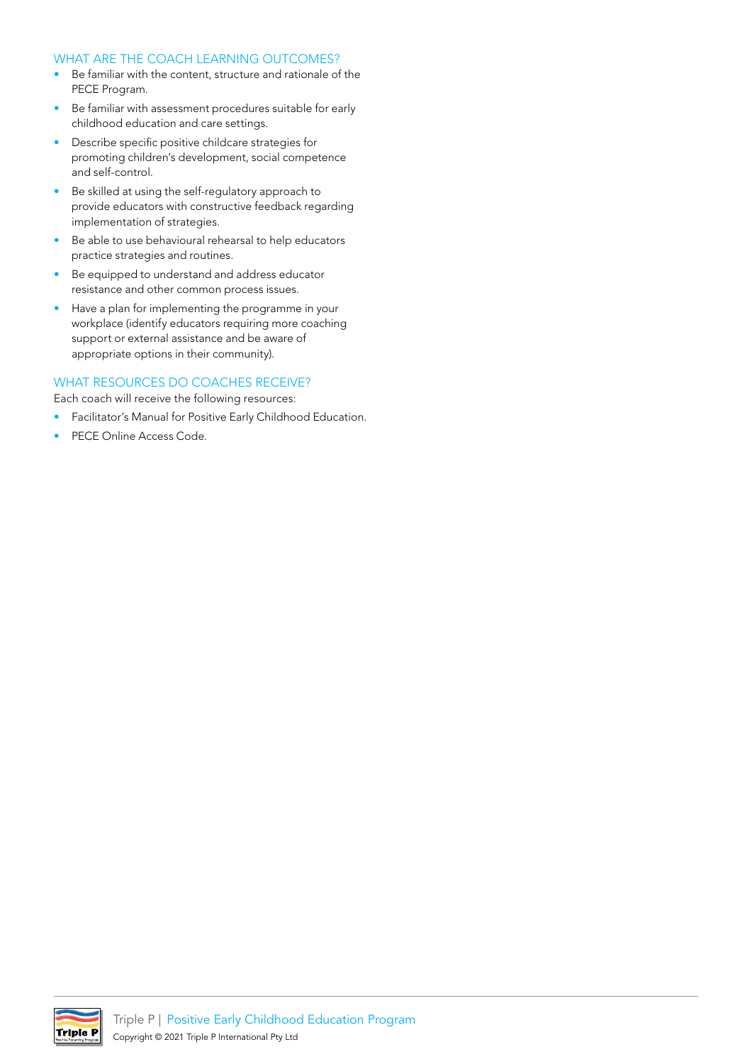## WHAT ARE THE COACH LEARNING OUTCOMES?

- Be familiar with the content, structure and rationale of the PECE Program.
- Be familiar with assessment procedures suitable for early childhood education and care settings.
- Describe specific positive childcare strategies for promoting children's development, social competence and self-control.
- Be skilled at using the self-regulatory approach to provide educators with constructive feedback regarding implementation of strategies.
- Be able to use behavioural rehearsal to help educators practice strategies and routines.
- Be equipped to understand and address educator resistance and other common process issues.
- Have a plan for implementing the programme in your workplace (identify educators requiring more coaching support or external assistance and be aware of appropriate options in their community).

## WHAT RESOURCES DO COACHES RECEIVE?

Each coach will receive the following resources:

- Facilitator's Manual for Positive Early Childhood Education.
- PECE Online Access Code.